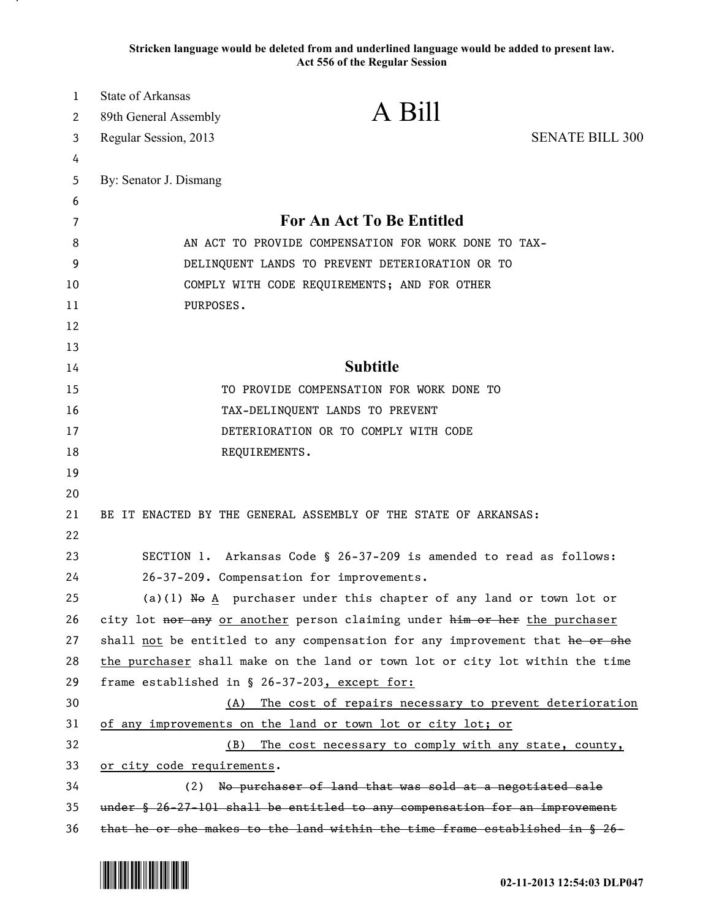Stricken language would be deleted from and underlined language would be added to present law.
Act 556 of the Regular Session

State of Arkansas
89th General Assembly
Regular Session, 2013

# A Bill

SENATE BILL 300

By: Senator J. Dismang

## For An Act To Be Entitled

AN ACT TO PROVIDE COMPENSATION FOR WORK DONE TO TAX-DELINQUENT LANDS TO PREVENT DETERIORATION OR TO COMPLY WITH CODE REQUIREMENTS; AND FOR OTHER PURPOSES.

## Subtitle

TO PROVIDE COMPENSATION FOR WORK DONE TO TAX-DELINQUENT LANDS TO PREVENT DETERIORATION OR TO COMPLY WITH CODE REQUIREMENTS.

BE IT ENACTED BY THE GENERAL ASSEMBLY OF THE STATE OF ARKANSAS:

SECTION 1. Arkansas Code § 26-37-209 is amended to read as follows:

26-37-209. Compensation for improvements.

(a)(1) ~~No~~ <u>A</u> purchaser under this chapter of any land or town lot or city lot ~~nor any~~ <u>or another</u> person claiming under ~~him or her~~ <u>the purchaser</u> shall <u>not</u> be entitled to any compensation for any improvement that ~~he or she~~ <u>the purchaser</u> shall make on the land or town lot or city lot within the time frame established in § 26-37-203<u>, except for:</u>

<u>(A) The cost of repairs necessary to prevent deterioration of any improvements on the land or town lot or city lot; or</u>

<u>(B) The cost necessary to comply with any state, county, or city code requirements</u>.

(2) ~~No purchaser of land that was sold at a negotiated sale under § 26-27-101 shall be entitled to any compensation for an improvement that he or she makes to the land within the time frame established in § 26-~~

02-11-2013 12:54:03 DLP047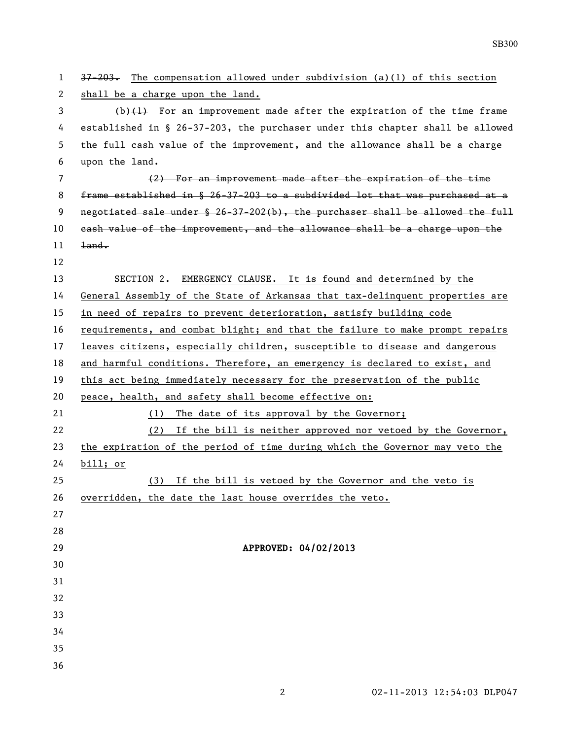~~37-203.~~ The compensation allowed under subdivision (a)(1) of this section shall be a charge upon the land.

(b)~~(1)~~ For an improvement made after the expiration of the time frame established in § 26-37-203, the purchaser under this chapter shall be allowed the full cash value of the improvement, and the allowance shall be a charge upon the land.

~~(2) For an improvement made after the expiration of the time frame established in § 26-37-203 to a subdivided lot that was purchased at a negotiated sale under § 26-37-202(b), the purchaser shall be allowed the full cash value of the improvement, and the allowance shall be a charge upon the land.~~

SECTION 2. EMERGENCY CLAUSE. It is found and determined by the General Assembly of the State of Arkansas that tax-delinquent properties are in need of repairs to prevent deterioration, satisfy building code requirements, and combat blight; and that the failure to make prompt repairs leaves citizens, especially children, susceptible to disease and dangerous and harmful conditions. Therefore, an emergency is declared to exist, and this act being immediately necessary for the preservation of the public peace, health, and safety shall become effective on:

(1) The date of its approval by the Governor;

(2) If the bill is neither approved nor vetoed by the Governor, the expiration of the period of time during which the Governor may veto the bill; or

(3) If the bill is vetoed by the Governor and the veto is overridden, the date the last house overrides the veto.

**APPROVED: 04/02/2013**